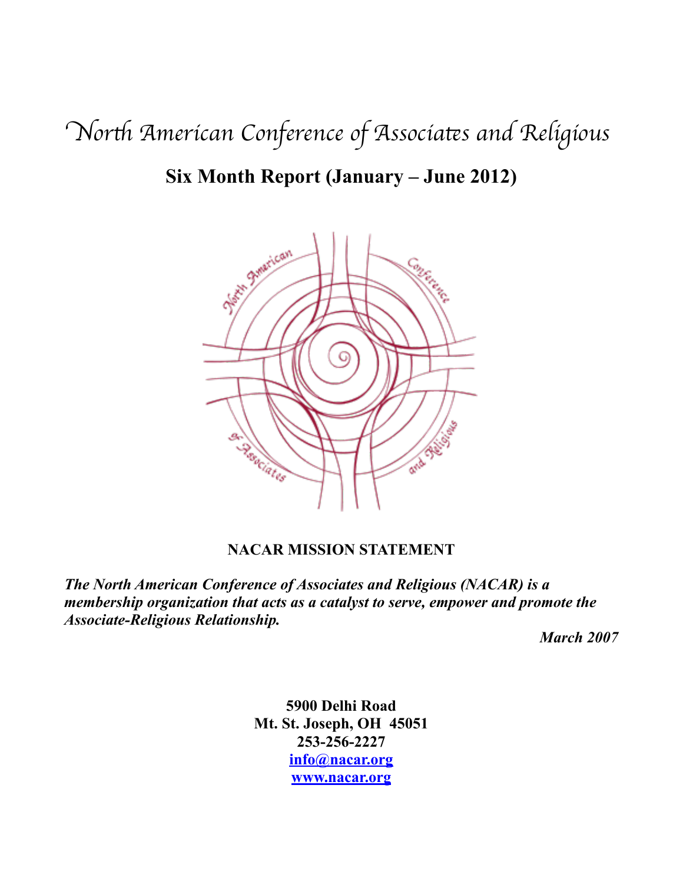# North American Conference of Associates and Religious

## Six Month Report (January – June 2012)

**NACAR MISSION STATEMENT**

***The North American Conference of Associates and Religious (NACAR) is a membership organization that acts as a catalyst to serve, empower and promote the Associate-Religious Relationship.***

***March 2007***

**5900 Delhi Road**
**Mt. St. Joseph, OH 45051**
**253-256-2227**
**info@nacar.org**
**www.nacar.org**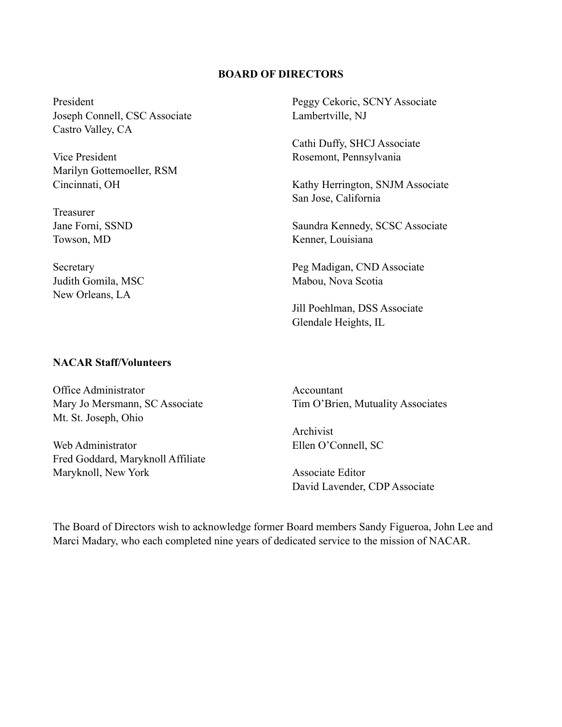## BOARD OF DIRECTORS

President
Joseph Connell, CSC Associate
Castro Valley, CA

Vice President
Marilyn Gottemoeller, RSM
Cincinnati, OH

Treasurer
Jane Forni, SSND
Towson, MD

Secretary
Judith Gomila, MSC
New Orleans, LA

Peggy Cekoric, SCNY Associate
Lambertville, NJ

Cathi Duffy, SHCJ Associate
Rosemont, Pennsylvania

Kathy Herrington, SNJM Associate
San Jose, California

Saundra Kennedy, SCSC Associate
Kenner, Louisiana

Peg Madigan, CND Associate
Mabou, Nova Scotia

Jill Poehlman, DSS Associate
Glendale Heights, IL

**NACAR Staff/Volunteers**

Office Administrator
Mary Jo Mersmann, SC Associate
Mt. St. Joseph, Ohio

Web Administrator
Fred Goddard, Maryknoll Affiliate
Maryknoll, New York

Accountant
Tim O'Brien, Mutuality Associates

Archivist
Ellen O'Connell, SC

Associate Editor
David Lavender, CDP Associate

The Board of Directors wish to acknowledge former Board members Sandy Figueroa, John Lee and Marci Madary, who each completed nine years of dedicated service to the mission of NACAR.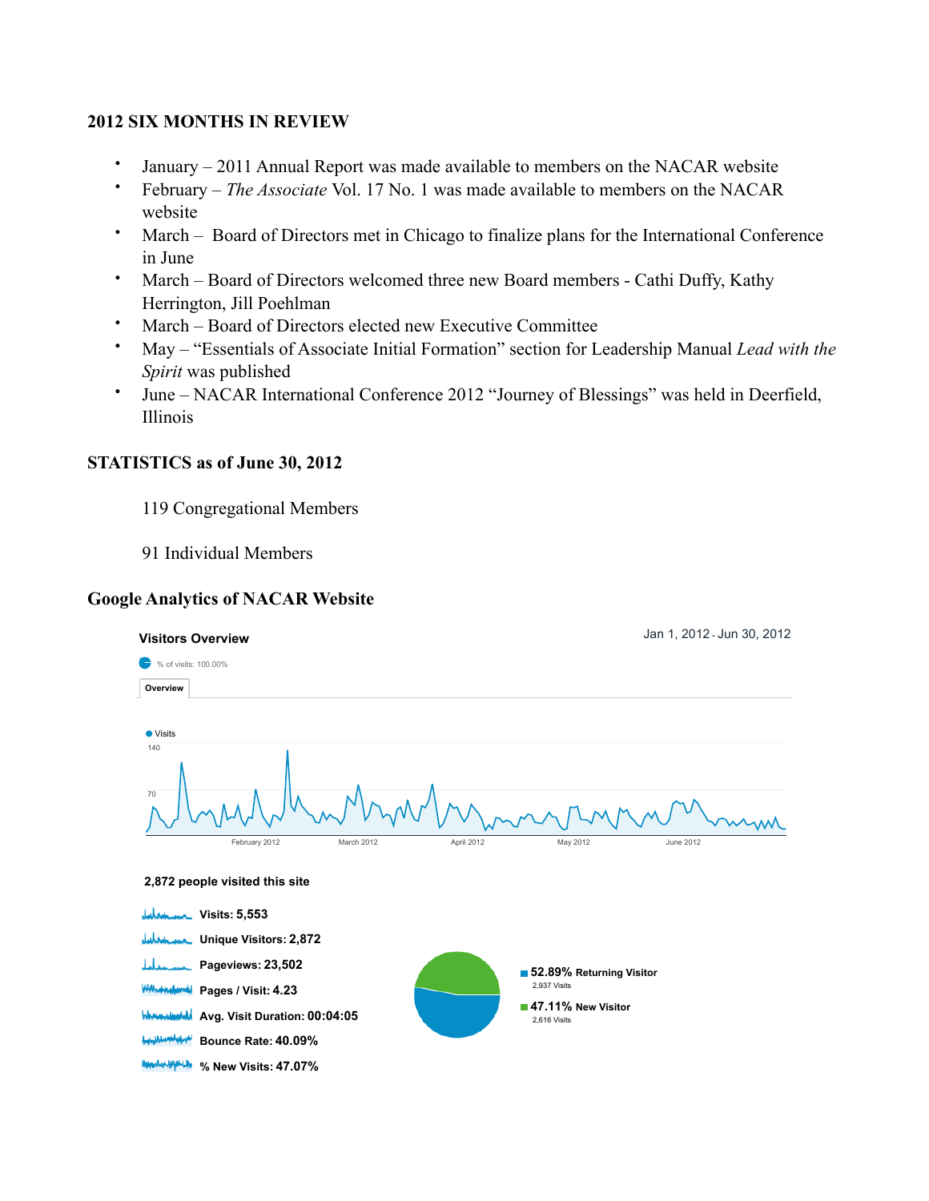### 2012 SIX MONTHS IN REVIEW

- January – 2011 Annual Report was made available to members on the NACAR website
- February – *The Associate* Vol. 17 No. 1 was made available to members on the NACAR website
- March – Board of Directors met in Chicago to finalize plans for the International Conference in June
- March – Board of Directors welcomed three new Board members - Cathi Duffy, Kathy Herrington, Jill Poehlman
- March – Board of Directors elected new Executive Committee
- May – "Essentials of Associate Initial Formation" section for Leadership Manual *Lead with the Spirit* was published
- June – NACAR International Conference 2012 "Journey of Blessings" was held in Deerfield, Illinois

### STATISTICS as of June 30, 2012

119 Congregational Members

91 Individual Members

### Google Analytics of NACAR Website

**Visitors Overview**

Jan 1, 2012 - Jun 30, 2012

% of visits: 100.00%

Overview

Visits

**2,872 people visited this site**

- **Visits: 5,553**
- **Unique Visitors: 2,872**
- **Pageviews: 23,502**
- **Pages / Visit: 4.23**
- **Avg. Visit Duration: 00:04:05**
- **Bounce Rate: 40.09%**
- **% New Visits: 47.07%**

**52.89%** Returning Visitor
2,937 Visits

**47.11%** New Visitor
2,616 Visits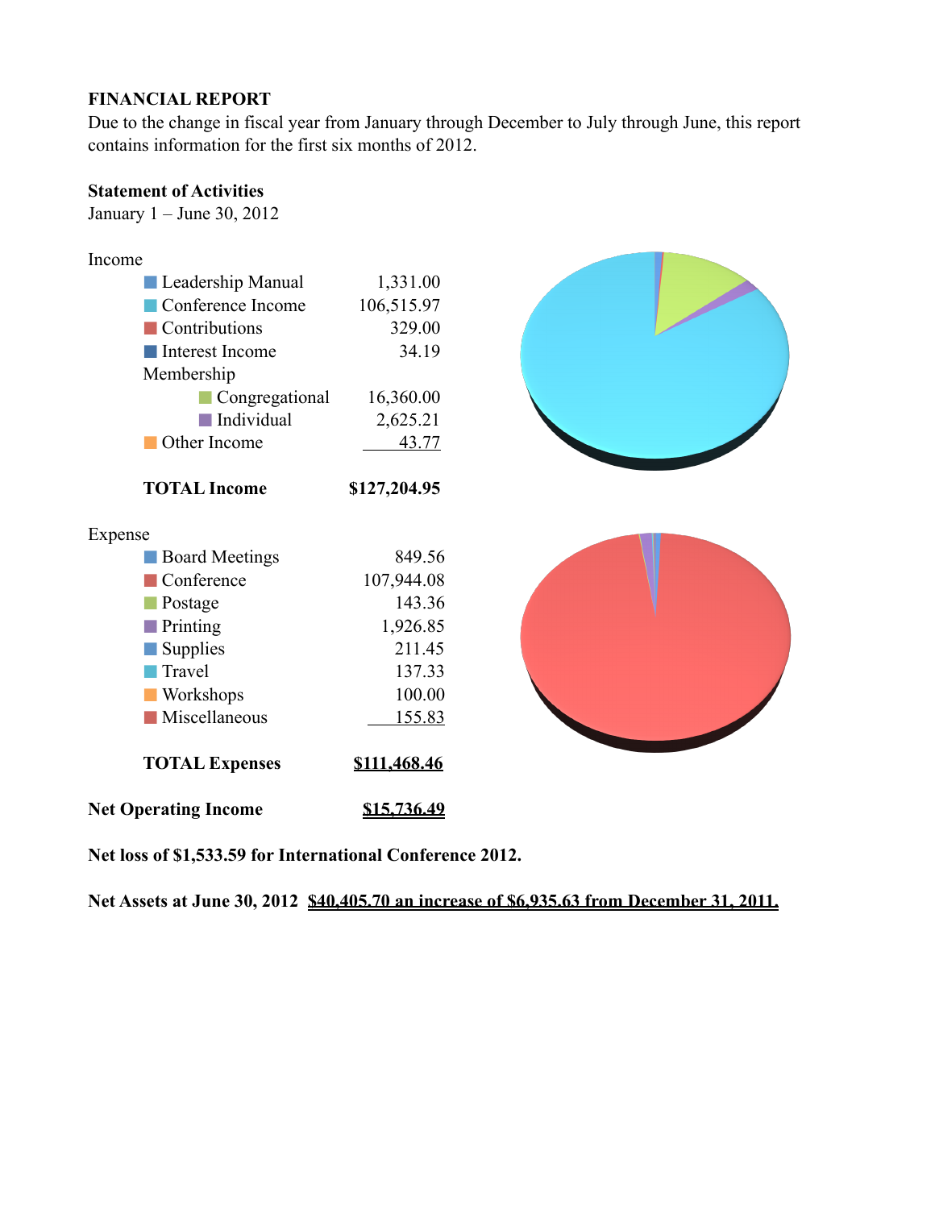**FINANCIAL REPORT**

Due to the change in fiscal year from January through December to July through June, this report contains information for the first six months of 2012.

**Statement of Activities**

January 1 – June 30, 2012

| | |
|---|---|
| **Income** | |
| Leadership Manual | 1,331.00 |
| Conference Income | 106,515.97 |
| Contributions | 329.00 |
| Interest Income | 34.19 |
| Membership | |
| Congregational | 16,360.00 |
| Individual | 2,625.21 |
| Other Income | 43.77 |
| **TOTAL Income** | **$127,204.95** |
| **Expense** | |
| Board Meetings | 849.56 |
| Conference | 107,944.08 |
| Postage | 143.36 |
| Printing | 1,926.85 |
| Supplies | 211.45 |
| Travel | 137.33 |
| Workshops | 100.00 |
| Miscellaneous | 155.83 |
| **TOTAL Expenses** | **$111,468.46** |
| **Net Operating Income** | **$15,736.49** |

**Net loss of $1,533.59 for International Conference 2012.**

**Net Assets at June 30, 2012 $40,405.70 an increase of $6,935.63 from December 31, 2011.**